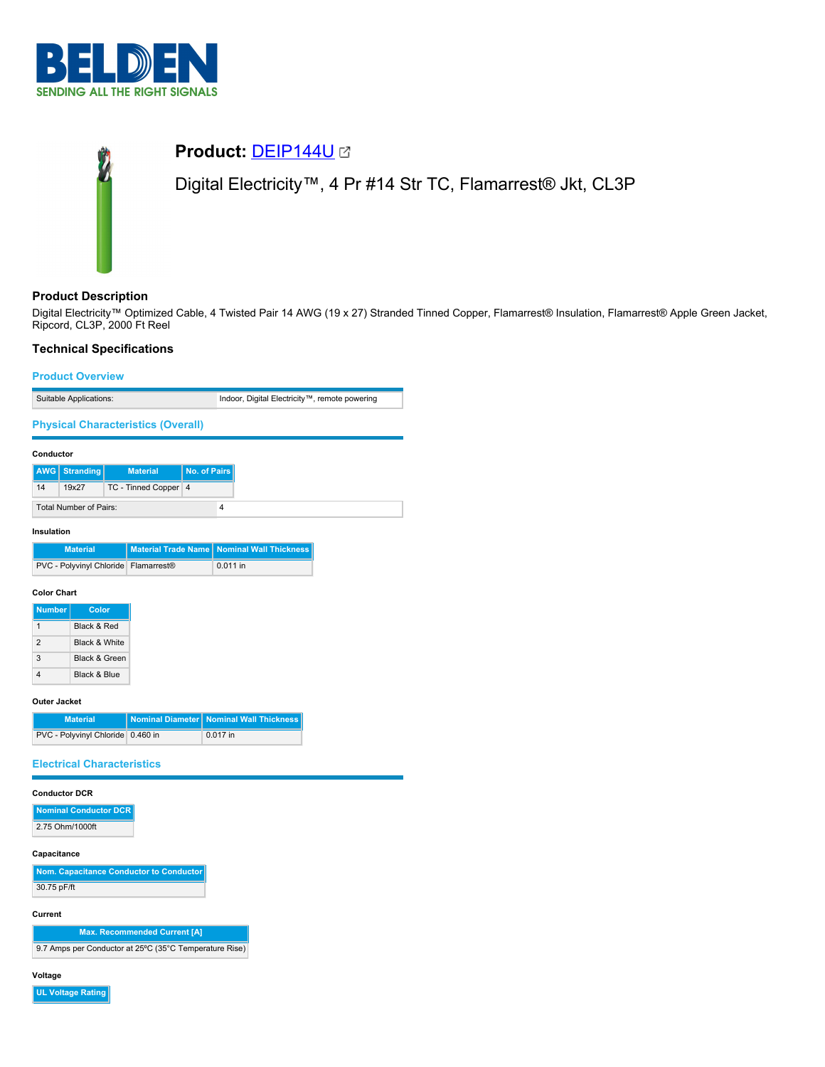# Product: DEIP144U

## Digital Electricity™, 4 Pr #14 Str TC, Flamarrest® Jkt, CL3P

### Product Description

Digital Electricity™ Optimized Cable, 4 Twisted Pair 14 AWG (19 x 27) Stranded Tinned Copper, Flamarrest® Insulation, Flamarrest® Apple Green Jacket, Ripcord, CL3P, 2000 Ft Reel

### Technical Specifications

#### Product Overview

| | |
|---|---|
| Suitable Applications: | Indoor, Digital Electricity™, remote powering |

#### Physical Characteristics (Overall)

**Conductor**

| AWG | Stranding | Material | No. of Pairs |
|---|---|---|---|
| 14 | 19x27 | TC - Tinned Copper | 4 |

| | |
|---|---|
| Total Number of Pairs: | 4 |

**Insulation**

| Material | Material Trade Name | Nominal Wall Thickness |
|---|---|---|
| PVC - Polyvinyl Chloride | Flamarrest® | 0.011 in |

**Color Chart**

| Number | Color |
|---|---|
| 1 | Black & Red |
| 2 | Black & White |
| 3 | Black & Green |
| 4 | Black & Blue |

**Outer Jacket**

| Material | Nominal Diameter | Nominal Wall Thickness |
|---|---|---|
| PVC - Polyvinyl Chloride | 0.460 in | 0.017 in |

#### Electrical Characteristics

**Conductor DCR**

| Nominal Conductor DCR |
|---|
| 2.75 Ohm/1000ft |

**Capacitance**

| Nom. Capacitance Conductor to Conductor |
|---|
| 30.75 pF/ft |

**Current**

| Max. Recommended Current [A] |
|---|
| 9.7 Amps per Conductor at 25ºC (35°C Temperature Rise) |

**Voltage**

| UL Voltage Rating |
|---|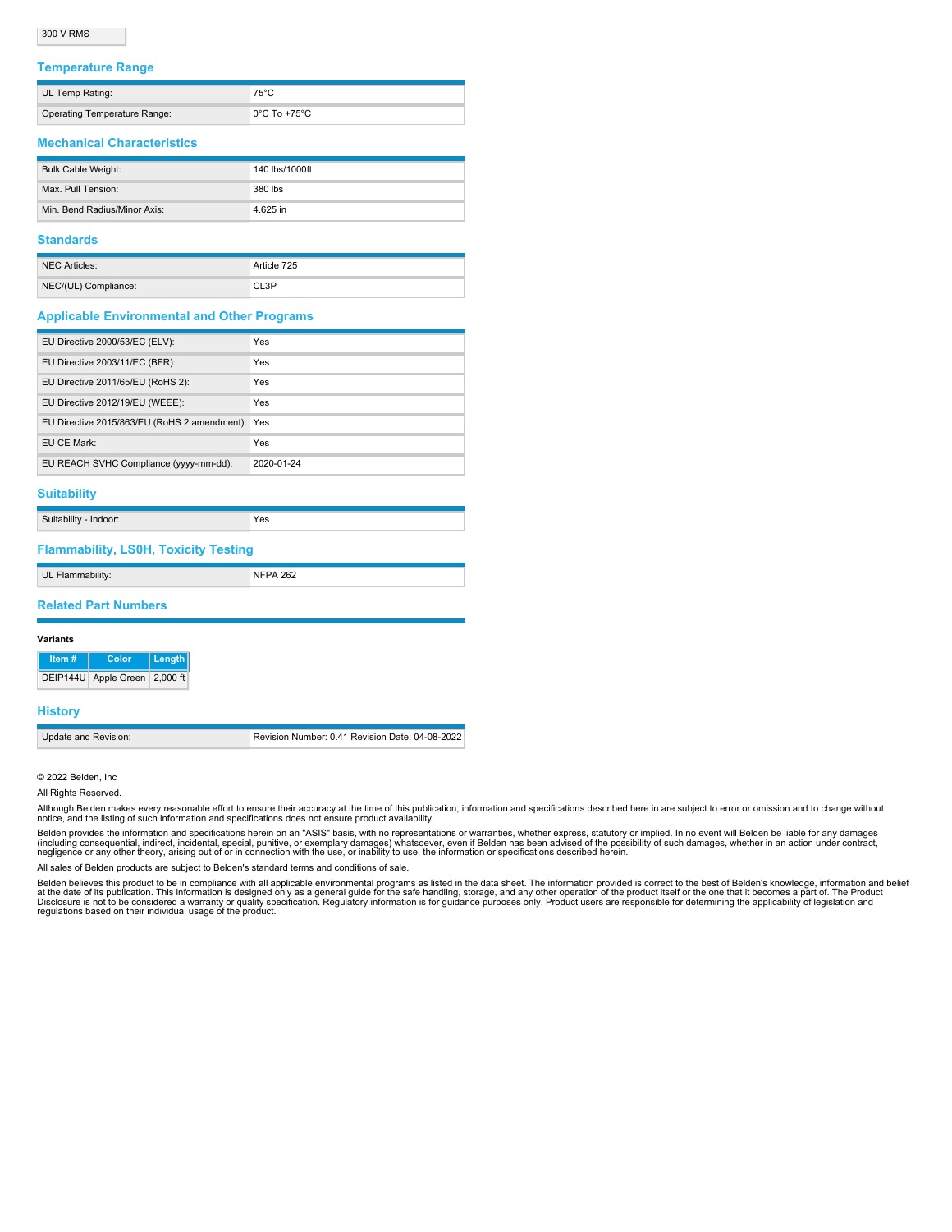| |
|---|
| 300 V RMS |

## Temperature Range

| | |
|---|---|
| UL Temp Rating: | 75°C |
| Operating Temperature Range: | 0°C To +75°C |

## Mechanical Characteristics

| | |
|---|---|
| Bulk Cable Weight: | 140 lbs/1000ft |
| Max. Pull Tension: | 380 lbs |
| Min. Bend Radius/Minor Axis: | 4.625 in |

## Standards

| | |
|---|---|
| NEC Articles: | Article 725 |
| NEC/(UL) Compliance: | CL3P |

## Applicable Environmental and Other Programs

| | |
|---|---|
| EU Directive 2000/53/EC (ELV): | Yes |
| EU Directive 2003/11/EC (BFR): | Yes |
| EU Directive 2011/65/EU (RoHS 2): | Yes |
| EU Directive 2012/19/EU (WEEE): | Yes |
| EU Directive 2015/863/EU (RoHS 2 amendment): | Yes |
| EU CE Mark: | Yes |
| EU REACH SVHC Compliance (yyyy-mm-dd): | 2020-01-24 |

## Suitability

| | |
|---|---|
| Suitability - Indoor: | Yes |

## Flammability, LS0H, Toxicity Testing

| | |
|---|---|
| UL Flammability: | NFPA 262 |

## Related Part Numbers

**Variants**

| Item # | Color | Length |
|---|---|---|
| DEIP144U | Apple Green | 2,000 ft |

## History

| | |
|---|---|
| Update and Revision: | Revision Number: 0.41 Revision Date: 04-08-2022 |

© 2022 Belden, Inc

All Rights Reserved.

Although Belden makes every reasonable effort to ensure their accuracy at the time of this publication, information and specifications described here in are subject to error or omission and to change without notice, and the listing of such information and specifications does not ensure product availability.

Belden provides the information and specifications herein on an "ASIS" basis, with no representations or warranties, whether express, statutory or implied. In no event will Belden be liable for any damages (including consequential, indirect, incidental, special, punitive, or exemplary damages) whatsoever, even if Belden has been advised of the possibility of such damages, whether in an action under contract, negligence or any other theory, arising out of or in connection with the use, or inability to use, the information or specifications described herein.

All sales of Belden products are subject to Belden's standard terms and conditions of sale.

Belden believes this product to be in compliance with all applicable environmental programs as listed in the data sheet. The information provided is correct to the best of Belden's knowledge, information and belief at the date of its publication. This information is designed only as a general guide for the safe handling, storage, and any other operation of the product itself or the one that it becomes a part of. The Product Disclosure is not to be considered a warranty or quality specification. Regulatory information is for guidance purposes only. Product users are responsible for determining the applicability of legislation and regulations based on their individual usage of the product.